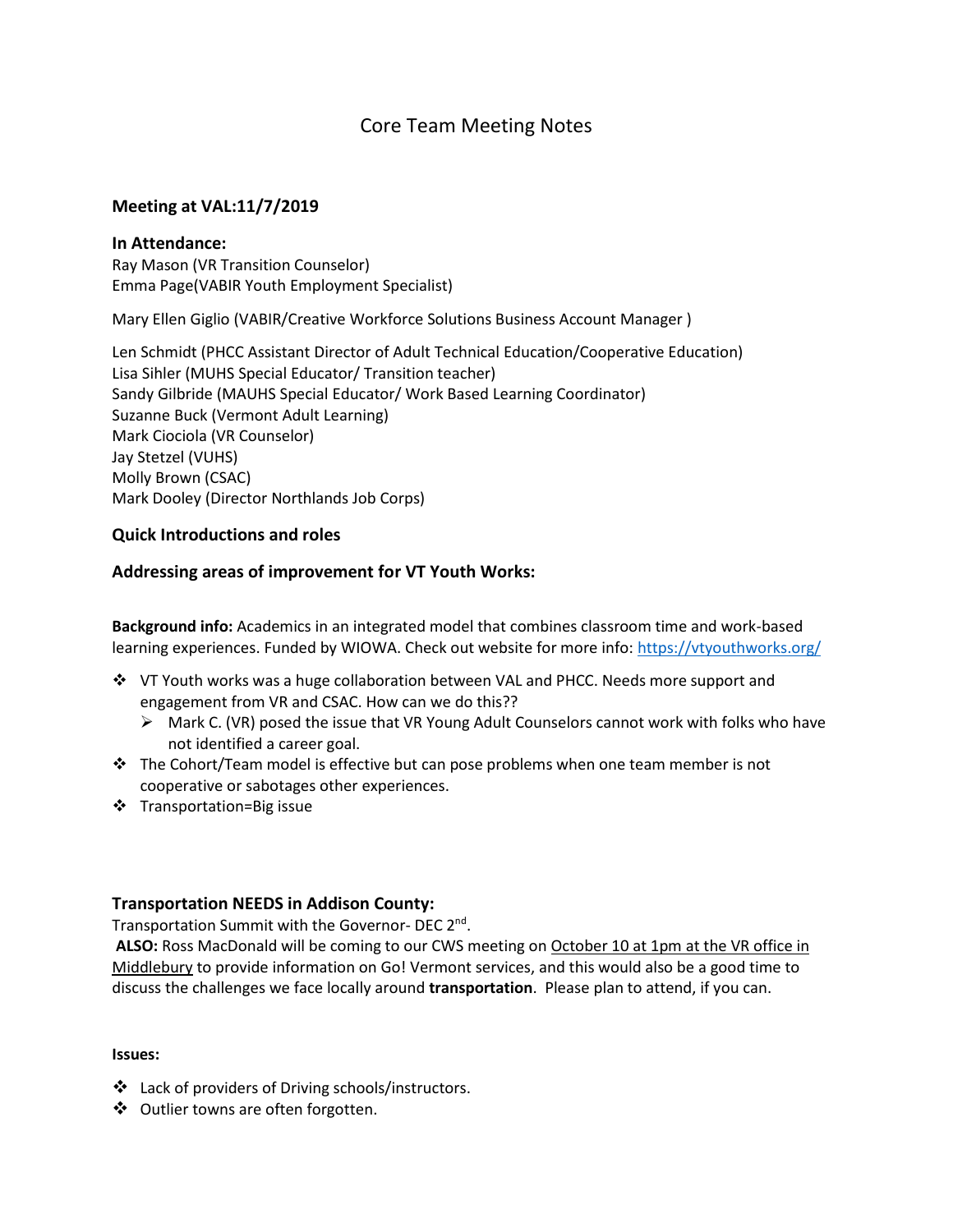# Core Team Meeting Notes

### Meeting at VAL:11/7/2019

### In Attendance:

Ray Mason (VR Transition Counselor)
Emma Page(VABIR Youth Employment Specialist)

Mary Ellen Giglio (VABIR/Creative Workforce Solutions Business Account Manager )

Len Schmidt (PHCC Assistant Director of Adult Technical Education/Cooperative Education)
Lisa Sihler (MUHS Special Educator/ Transition teacher)
Sandy Gilbride (MAUHS Special Educator/ Work Based Learning Coordinator)
Suzanne Buck (Vermont Adult Learning)
Mark Ciociola (VR Counselor)
Jay Stetzel (VUHS)
Molly Brown (CSAC)
Mark Dooley (Director Northlands Job Corps)

### Quick Introductions and roles

### Addressing areas of improvement for VT Youth Works:

**Background info:** Academics in an integrated model that combines classroom time and work-based learning experiences. Funded by WIOWA. Check out website for more info: https://vtyouthworks.org/

- VT Youth works was a huge collaboration between VAL and PHCC. Needs more support and engagement from VR and CSAC. How can we do this??
  - Mark C. (VR) posed the issue that VR Young Adult Counselors cannot work with folks who have not identified a career goal.
- The Cohort/Team model is effective but can pose problems when one team member is not cooperative or sabotages other experiences.
- Transportation=Big issue

### Transportation NEEDS in Addison County:

Transportation Summit with the Governor- DEC 2nd.
**ALSO:** Ross MacDonald will be coming to our CWS meeting on October 10 at 1pm at the VR office in Middlebury to provide information on Go! Vermont services, and this would also be a good time to discuss the challenges we face locally around **transportation**. Please plan to attend, if you can.

**Issues:**

- Lack of providers of Driving schools/instructors.
- Outlier towns are often forgotten.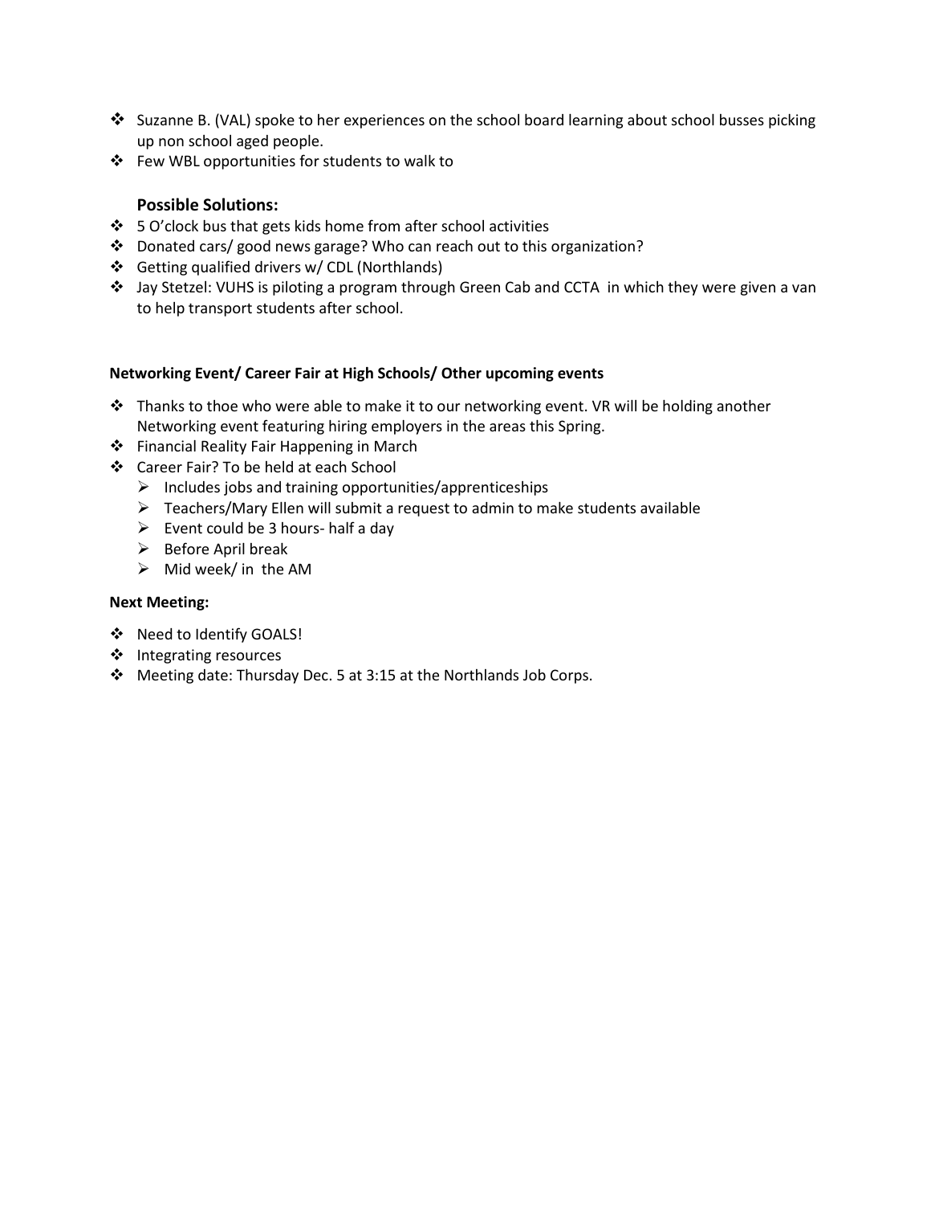- Suzanne B. (VAL) spoke to her experiences on the school board learning about school busses picking up non school aged people.
- Few WBL opportunities for students to walk to

### Possible Solutions:

- 5 O'clock bus that gets kids home from after school activities
- Donated cars/ good news garage? Who can reach out to this organization?
- Getting qualified drivers w/ CDL (Northlands)
- Jay Stetzel: VUHS is piloting a program through Green Cab and CCTA in which they were given a van to help transport students after school.

**Networking Event/ Career Fair at High Schools/ Other upcoming events**

- Thanks to thoe who were able to make it to our networking event. VR will be holding another Networking event featuring hiring employers in the areas this Spring.
- Financial Reality Fair Happening in March
- Career Fair? To be held at each School
  - Includes jobs and training opportunities/apprenticeships
  - Teachers/Mary Ellen will submit a request to admin to make students available
  - Event could be 3 hours- half a day
  - Before April break
  - Mid week/ in the AM

**Next Meeting:**

- Need to Identify GOALS!
- Integrating resources
- Meeting date: Thursday Dec. 5 at 3:15 at the Northlands Job Corps.